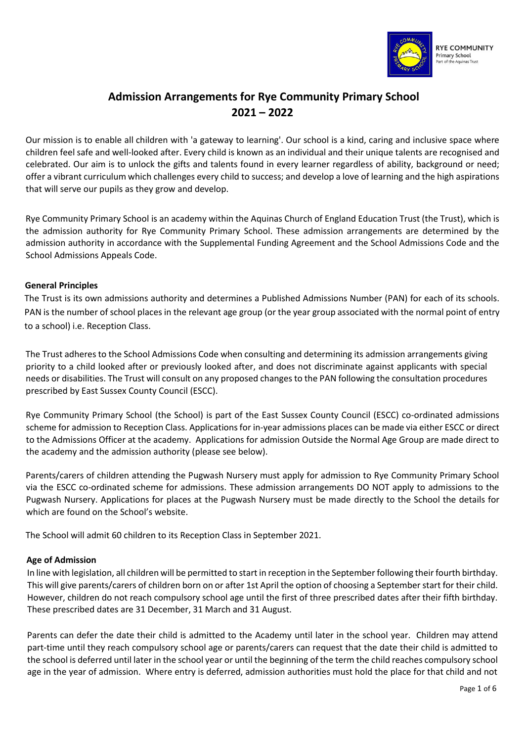# Admission Arrangements for Rye Community Primary School 2021 – 2022

Our mission is to enable all children with 'a gateway to learning'. Our school is a kind, caring and inclusive space where children feel safe and well-looked after. Every child is known as an individual and their unique talents are recognised and celebrated. Our aim is to unlock the gifts and talents found in every learner regardless of ability, background or need; offer a vibrant curriculum which challenges every child to success; and develop a love of learning and the high aspirations that will serve our pupils as they grow and develop.

Rye Community Primary School is an academy within the Aquinas Church of England Education Trust (the Trust), which is the admission authority for Rye Community Primary School. These admission arrangements are determined by the admission authority in accordance with the Supplemental Funding Agreement and the School Admissions Code and the School Admissions Appeals Code.

**General Principles**

The Trust is its own admissions authority and determines a Published Admissions Number (PAN) for each of its schools. PAN is the number of school places in the relevant age group (or the year group associated with the normal point of entry to a school) i.e. Reception Class.

The Trust adheres to the School Admissions Code when consulting and determining its admission arrangements giving priority to a child looked after or previously looked after, and does not discriminate against applicants with special needs or disabilities. The Trust will consult on any proposed changes to the PAN following the consultation procedures prescribed by East Sussex County Council (ESCC).

Rye Community Primary School (the School) is part of the East Sussex County Council (ESCC) co-ordinated admissions scheme for admission to Reception Class. Applications for in-year admissions places can be made via either ESCC or direct to the Admissions Officer at the academy. Applications for admission Outside the Normal Age Group are made direct to the academy and the admission authority (please see below).

Parents/carers of children attending the Pugwash Nursery must apply for admission to Rye Community Primary School via the ESCC co-ordinated scheme for admissions. These admission arrangements DO NOT apply to admissions to the Pugwash Nursery. Applications for places at the Pugwash Nursery must be made directly to the School the details for which are found on the School's website.

The School will admit 60 children to its Reception Class in September 2021.

**Age of Admission**

In line with legislation, all children will be permitted to start in reception in the September following their fourth birthday. This will give parents/carers of children born on or after 1st April the option of choosing a September start for their child. However, children do not reach compulsory school age until the first of three prescribed dates after their fifth birthday. These prescribed dates are 31 December, 31 March and 31 August.

Parents can defer the date their child is admitted to the Academy until later in the school year. Children may attend part-time until they reach compulsory school age or parents/carers can request that the date their child is admitted to the school is deferred until later in the school year or until the beginning of the term the child reaches compulsory school age in the year of admission. Where entry is deferred, admission authorities must hold the place for that child and not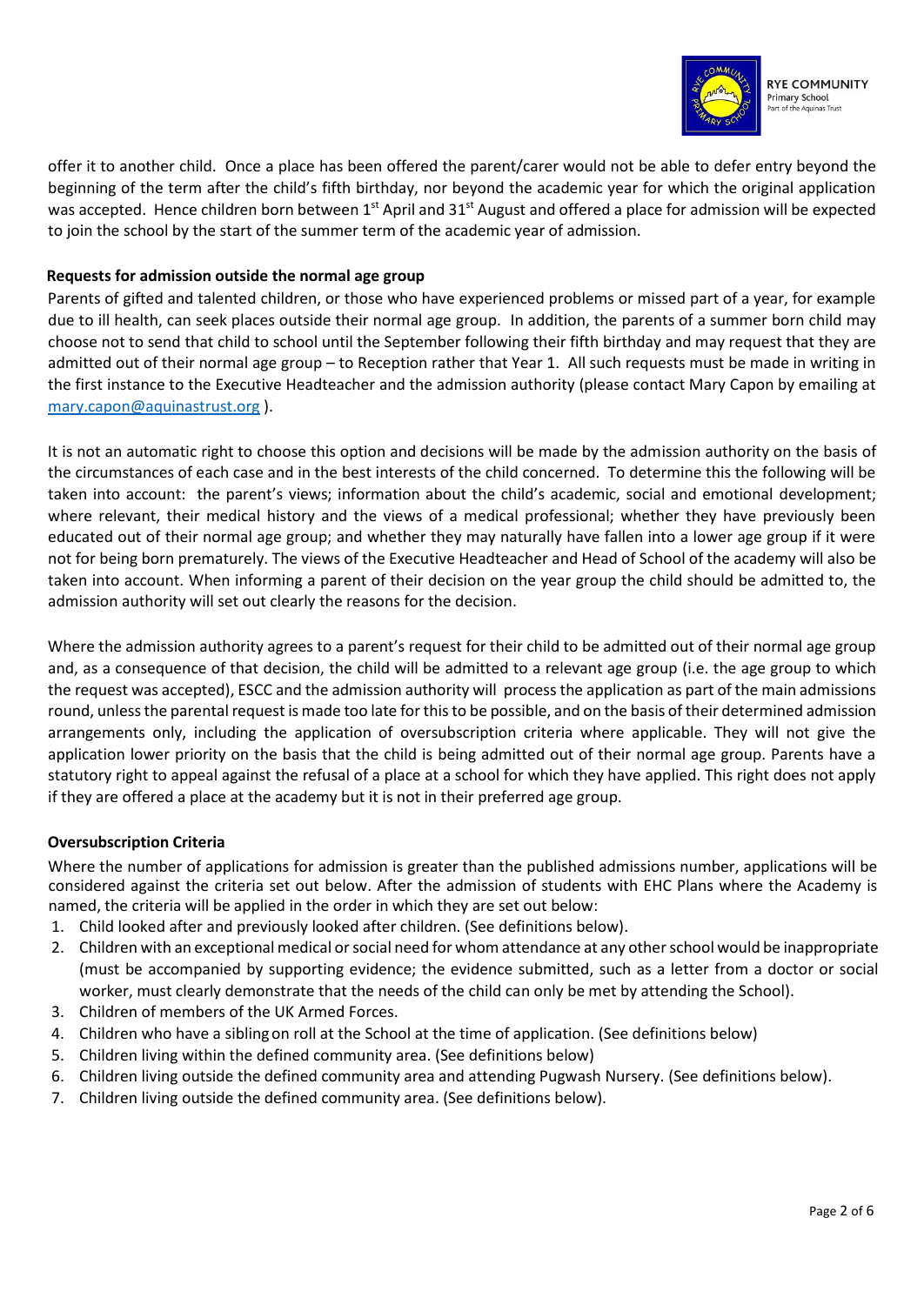offer it to another child. Once a place has been offered the parent/carer would not be able to defer entry beyond the beginning of the term after the child's fifth birthday, nor beyond the academic year for which the original application was accepted. Hence children born between 1st April and 31st August and offered a place for admission will be expected to join the school by the start of the summer term of the academic year of admission.

**Requests for admission outside the normal age group**

Parents of gifted and talented children, or those who have experienced problems or missed part of a year, for example due to ill health, can seek places outside their normal age group. In addition, the parents of a summer born child may choose not to send that child to school until the September following their fifth birthday and may request that they are admitted out of their normal age group – to Reception rather that Year 1. All such requests must be made in writing in the first instance to the Executive Headteacher and the admission authority (please contact Mary Capon by emailing at mary.capon@aquinastrust.org ).

It is not an automatic right to choose this option and decisions will be made by the admission authority on the basis of the circumstances of each case and in the best interests of the child concerned. To determine this the following will be taken into account: the parent's views; information about the child's academic, social and emotional development; where relevant, their medical history and the views of a medical professional; whether they have previously been educated out of their normal age group; and whether they may naturally have fallen into a lower age group if it were not for being born prematurely. The views of the Executive Headteacher and Head of School of the academy will also be taken into account. When informing a parent of their decision on the year group the child should be admitted to, the admission authority will set out clearly the reasons for the decision.

Where the admission authority agrees to a parent's request for their child to be admitted out of their normal age group and, as a consequence of that decision, the child will be admitted to a relevant age group (i.e. the age group to which the request was accepted), ESCC and the admission authority will process the application as part of the main admissions round, unless the parental request is made too late for this to be possible, and on the basis of their determined admission arrangements only, including the application of oversubscription criteria where applicable. They will not give the application lower priority on the basis that the child is being admitted out of their normal age group. Parents have a statutory right to appeal against the refusal of a place at a school for which they have applied. This right does not apply if they are offered a place at the academy but it is not in their preferred age group.

**Oversubscription Criteria**

Where the number of applications for admission is greater than the published admissions number, applications will be considered against the criteria set out below. After the admission of students with EHC Plans where the Academy is named, the criteria will be applied in the order in which they are set out below:

1. Child looked after and previously looked after children. (See definitions below).
2. Children with an exceptional medical or social need for whom attendance at any other school would be inappropriate (must be accompanied by supporting evidence; the evidence submitted, such as a letter from a doctor or social worker, must clearly demonstrate that the needs of the child can only be met by attending the School).
3. Children of members of the UK Armed Forces.
4. Children who have a sibling on roll at the School at the time of application. (See definitions below)
5. Children living within the defined community area. (See definitions below)
6. Children living outside the defined community area and attending Pugwash Nursery. (See definitions below).
7. Children living outside the defined community area. (See definitions below).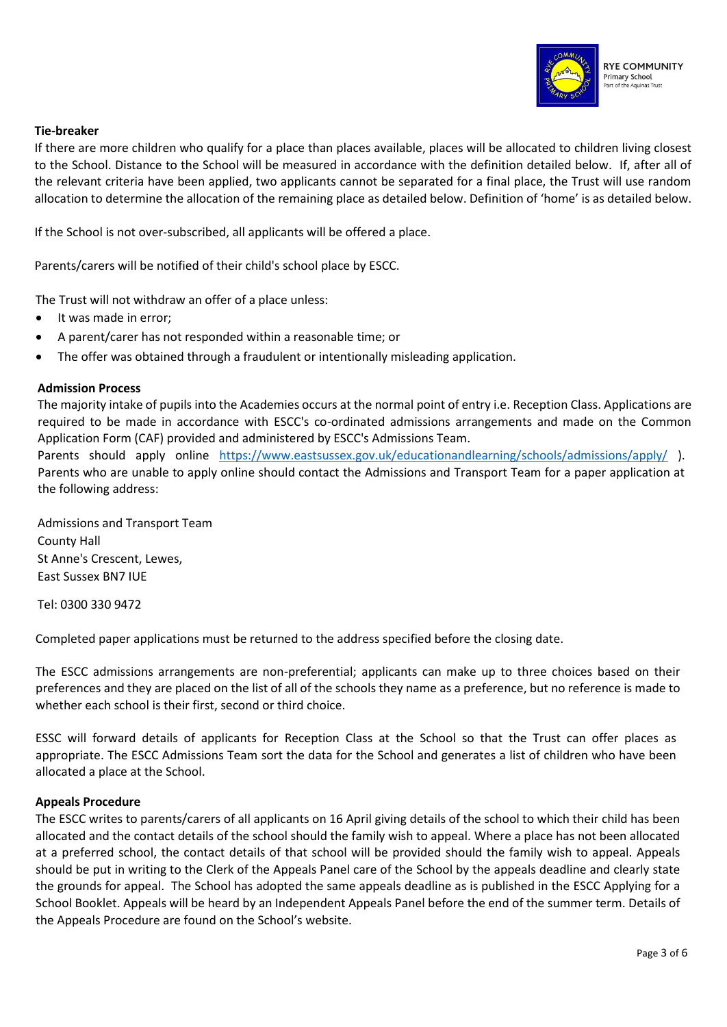**Tie-breaker**

If there are more children who qualify for a place than places available, places will be allocated to children living closest to the School. Distance to the School will be measured in accordance with the definition detailed below. If, after all of the relevant criteria have been applied, two applicants cannot be separated for a final place, the Trust will use random allocation to determine the allocation of the remaining place as detailed below. Definition of 'home' is as detailed below.

If the School is not over-subscribed, all applicants will be offered a place.

Parents/carers will be notified of their child's school place by ESCC.

The Trust will not withdraw an offer of a place unless:

- It was made in error;
- A parent/carer has not responded within a reasonable time; or
- The offer was obtained through a fraudulent or intentionally misleading application.

**Admission Process**

The majority intake of pupils into the Academies occurs at the normal point of entry i.e. Reception Class. Applications are required to be made in accordance with ESCC's co-ordinated admissions arrangements and made on the Common Application Form (CAF) provided and administered by ESCC's Admissions Team.

Parents should apply online https://www.eastsussex.gov.uk/educationandlearning/schools/admissions/apply/ ). Parents who are unable to apply online should contact the Admissions and Transport Team for a paper application at the following address:

Admissions and Transport Team
County Hall
St Anne's Crescent, Lewes,
East Sussex BN7 IUE

Tel: 0300 330 9472

Completed paper applications must be returned to the address specified before the closing date.

The ESCC admissions arrangements are non-preferential; applicants can make up to three choices based on their preferences and they are placed on the list of all of the schools they name as a preference, but no reference is made to whether each school is their first, second or third choice.

ESSC will forward details of applicants for Reception Class at the School so that the Trust can offer places as appropriate. The ESCC Admissions Team sort the data for the School and generates a list of children who have been allocated a place at the School.

**Appeals Procedure**

The ESCC writes to parents/carers of all applicants on 16 April giving details of the school to which their child has been allocated and the contact details of the school should the family wish to appeal. Where a place has not been allocated at a preferred school, the contact details of that school will be provided should the family wish to appeal. Appeals should be put in writing to the Clerk of the Appeals Panel care of the School by the appeals deadline and clearly state the grounds for appeal. The School has adopted the same appeals deadline as is published in the ESCC Applying for a School Booklet. Appeals will be heard by an Independent Appeals Panel before the end of the summer term. Details of the Appeals Procedure are found on the School's website.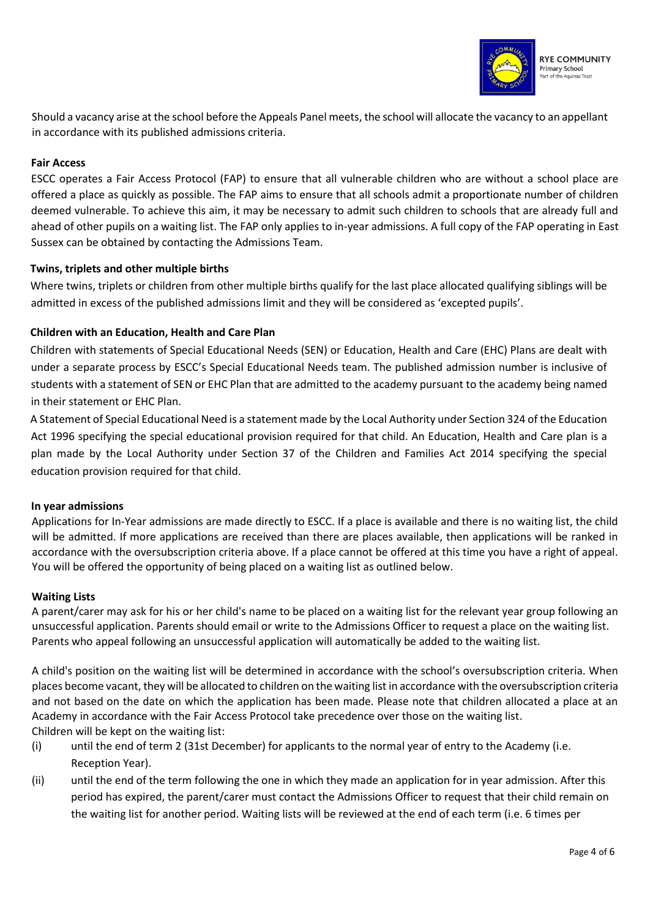Should a vacancy arise at the school before the Appeals Panel meets, the school will allocate the vacancy to an appellant in accordance with its published admissions criteria.

**Fair Access**

ESCC operates a Fair Access Protocol (FAP) to ensure that all vulnerable children who are without a school place are offered a place as quickly as possible. The FAP aims to ensure that all schools admit a proportionate number of children deemed vulnerable. To achieve this aim, it may be necessary to admit such children to schools that are already full and ahead of other pupils on a waiting list. The FAP only applies to in-year admissions. A full copy of the FAP operating in East Sussex can be obtained by contacting the Admissions Team.

**Twins, triplets and other multiple births**

Where twins, triplets or children from other multiple births qualify for the last place allocated qualifying siblings will be admitted in excess of the published admissions limit and they will be considered as 'excepted pupils'.

**Children with an Education, Health and Care Plan**

Children with statements of Special Educational Needs (SEN) or Education, Health and Care (EHC) Plans are dealt with under a separate process by ESCC's Special Educational Needs team. The published admission number is inclusive of students with a statement of SEN or EHC Plan that are admitted to the academy pursuant to the academy being named in their statement or EHC Plan.

A Statement of Special Educational Need is a statement made by the Local Authority under Section 324 of the Education Act 1996 specifying the special educational provision required for that child. An Education, Health and Care plan is a plan made by the Local Authority under Section 37 of the Children and Families Act 2014 specifying the special education provision required for that child.

**In year admissions**

Applications for In-Year admissions are made directly to ESCC. If a place is available and there is no waiting list, the child will be admitted. If more applications are received than there are places available, then applications will be ranked in accordance with the oversubscription criteria above. If a place cannot be offered at this time you have a right of appeal. You will be offered the opportunity of being placed on a waiting list as outlined below.

**Waiting Lists**

A parent/carer may ask for his or her child's name to be placed on a waiting list for the relevant year group following an unsuccessful application. Parents should email or write to the Admissions Officer to request a place on the waiting list. Parents who appeal following an unsuccessful application will automatically be added to the waiting list.

A child's position on the waiting list will be determined in accordance with the school's oversubscription criteria. When places become vacant, they will be allocated to children on the waiting list in accordance with the oversubscription criteria and not based on the date on which the application has been made. Please note that children allocated a place at an Academy in accordance with the Fair Access Protocol take precedence over those on the waiting list.

Children will be kept on the waiting list:

(i) until the end of term 2 (31st December) for applicants to the normal year of entry to the Academy (i.e. Reception Year).

(ii) until the end of the term following the one in which they made an application for in year admission. After this period has expired, the parent/carer must contact the Admissions Officer to request that their child remain on the waiting list for another period. Waiting lists will be reviewed at the end of each term (i.e. 6 times per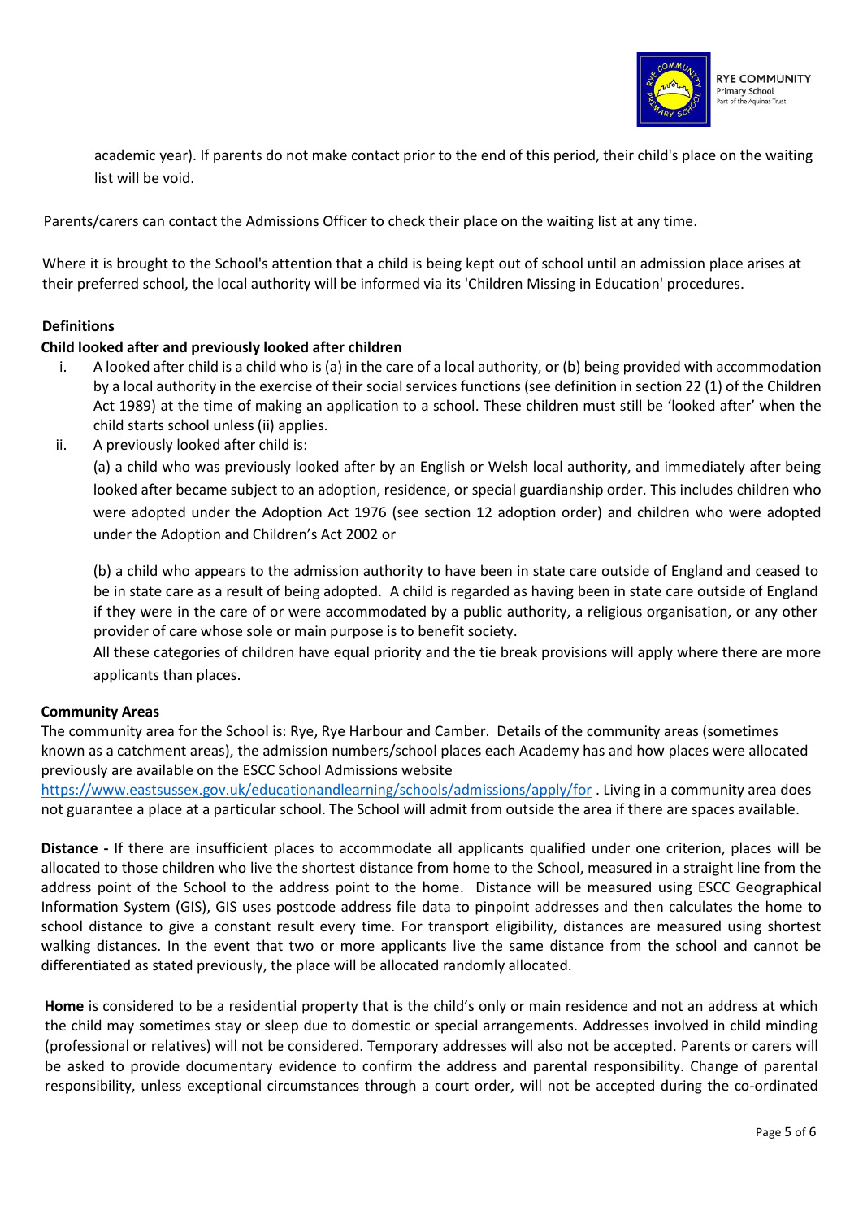academic year). If parents do not make contact prior to the end of this period, their child's place on the waiting list will be void.

Parents/carers can contact the Admissions Officer to check their place on the waiting list at any time.

Where it is brought to the School's attention that a child is being kept out of school until an admission place arises at their preferred school, the local authority will be informed via its 'Children Missing in Education' procedures.

**Definitions**

**Child looked after and previously looked after children**

i. A looked after child is a child who is (a) in the care of a local authority, or (b) being provided with accommodation by a local authority in the exercise of their social services functions (see definition in section 22 (1) of the Children Act 1989) at the time of making an application to a school. These children must still be 'looked after' when the child starts school unless (ii) applies.

ii. A previously looked after child is:

   (a) a child who was previously looked after by an English or Welsh local authority, and immediately after being looked after became subject to an adoption, residence, or special guardianship order. This includes children who were adopted under the Adoption Act 1976 (see section 12 adoption order) and children who were adopted under the Adoption and Children's Act 2002 or

   (b) a child who appears to the admission authority to have been in state care outside of England and ceased to be in state care as a result of being adopted. A child is regarded as having been in state care outside of England if they were in the care of or were accommodated by a public authority, a religious organisation, or any other provider of care whose sole or main purpose is to benefit society.

   All these categories of children have equal priority and the tie break provisions will apply where there are more applicants than places.

**Community Areas**

The community area for the School is: Rye, Rye Harbour and Camber. Details of the community areas (sometimes known as a catchment areas), the admission numbers/school places each Academy has and how places were allocated previously are available on the ESCC School Admissions website https://www.eastsussex.gov.uk/educationandlearning/schools/admissions/apply/for . Living in a community area does not guarantee a place at a particular school. The School will admit from outside the area if there are spaces available.

**Distance -** If there are insufficient places to accommodate all applicants qualified under one criterion, places will be allocated to those children who live the shortest distance from home to the School, measured in a straight line from the address point of the School to the address point to the home. Distance will be measured using ESCC Geographical Information System (GIS), GIS uses postcode address file data to pinpoint addresses and then calculates the home to school distance to give a constant result every time. For transport eligibility, distances are measured using shortest walking distances. In the event that two or more applicants live the same distance from the school and cannot be differentiated as stated previously, the place will be allocated randomly allocated.

**Home** is considered to be a residential property that is the child's only or main residence and not an address at which the child may sometimes stay or sleep due to domestic or special arrangements. Addresses involved in child minding (professional or relatives) will not be considered. Temporary addresses will also not be accepted. Parents or carers will be asked to provide documentary evidence to confirm the address and parental responsibility. Change of parental responsibility, unless exceptional circumstances through a court order, will not be accepted during the co-ordinated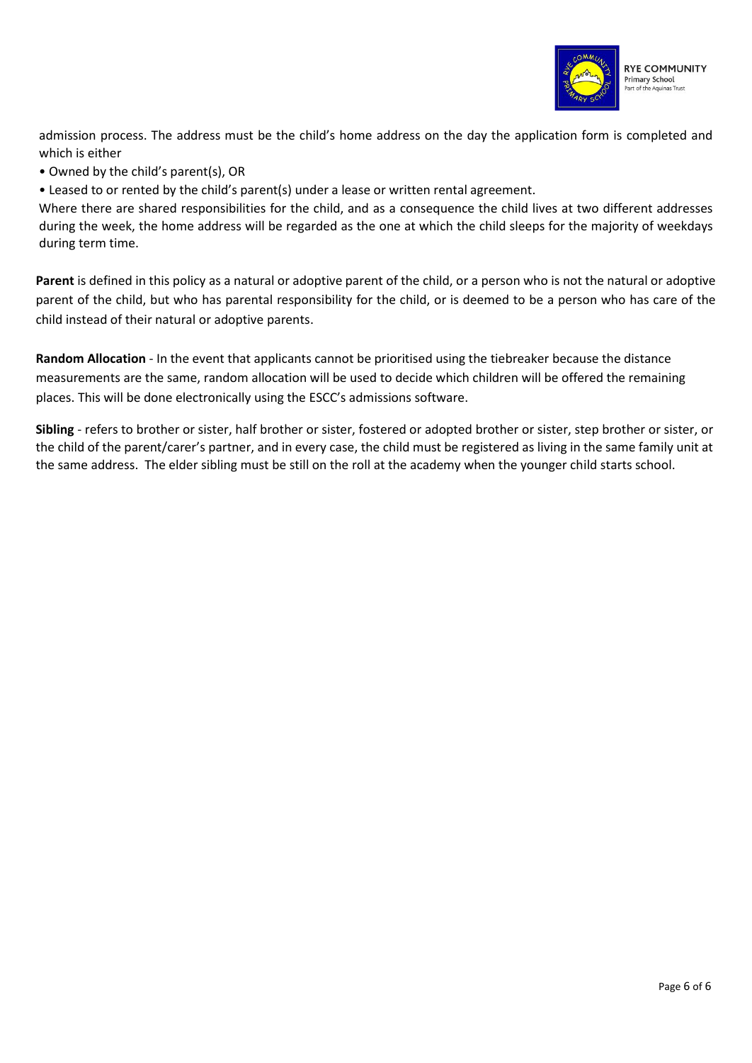admission process. The address must be the child's home address on the day the application form is completed and which is either

- Owned by the child's parent(s), OR
- Leased to or rented by the child's parent(s) under a lease or written rental agreement.

Where there are shared responsibilities for the child, and as a consequence the child lives at two different addresses during the week, the home address will be regarded as the one at which the child sleeps for the majority of weekdays during term time.

**Parent** is defined in this policy as a natural or adoptive parent of the child, or a person who is not the natural or adoptive parent of the child, but who has parental responsibility for the child, or is deemed to be a person who has care of the child instead of their natural or adoptive parents.

**Random Allocation** - In the event that applicants cannot be prioritised using the tiebreaker because the distance measurements are the same, random allocation will be used to decide which children will be offered the remaining places. This will be done electronically using the ESCC's admissions software.

**Sibling** - refers to brother or sister, half brother or sister, fostered or adopted brother or sister, step brother or sister, or the child of the parent/carer's partner, and in every case, the child must be registered as living in the same family unit at the same address. The elder sibling must be still on the roll at the academy when the younger child starts school.